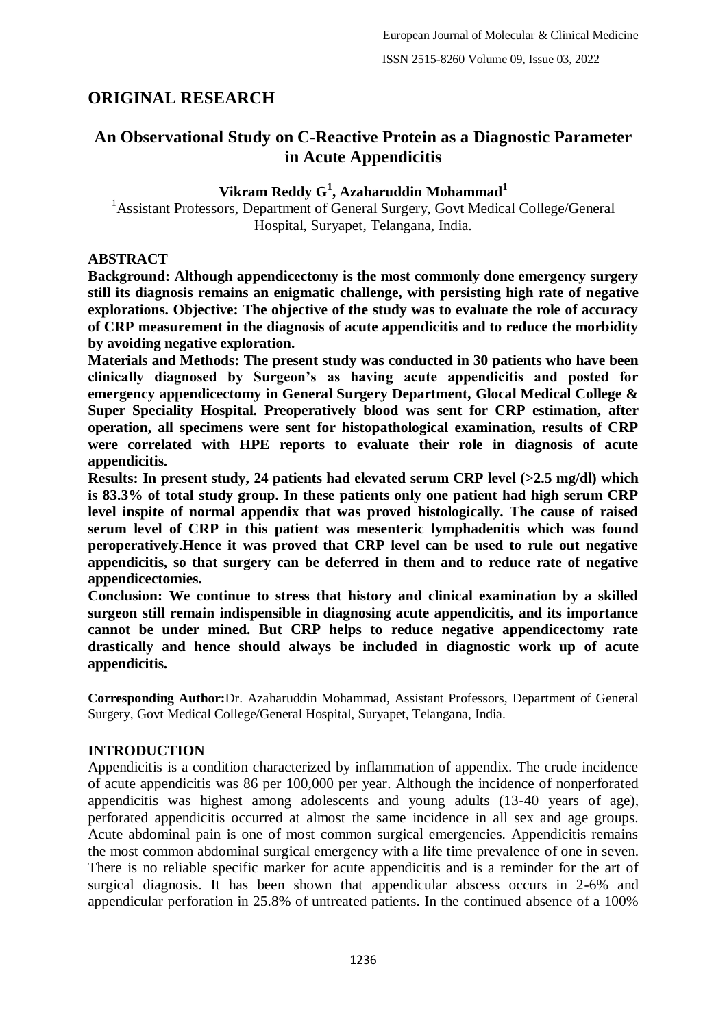## ORIGINAL RESEARCH

# An Observational Study on C-Reactive Protein as a Diagnostic Parameter in Acute Appendicitis

**Vikram Reddy G[1], Azaharuddin Mohammad[1]**

[1]Assistant Professors, Department of General Surgery, Govt Medical College/General Hospital, Suryapet, Telangana, India.

### ABSTRACT

**Background: Although appendicectomy is the most commonly done emergency surgery still its diagnosis remains an enigmatic challenge, with persisting high rate of negative explorations. Objective: The objective of the study was to evaluate the role of accuracy of CRP measurement in the diagnosis of acute appendicitis and to reduce the morbidity by avoiding negative exploration.**

**Materials and Methods: The present study was conducted in 30 patients who have been clinically diagnosed by Surgeon's as having acute appendicitis and posted for emergency appendicectomy in General Surgery Department, Glocal Medical College & Super Speciality Hospital. Preoperatively blood was sent for CRP estimation, after operation, all specimens were sent for histopathological examination, results of CRP were correlated with HPE reports to evaluate their role in diagnosis of acute appendicitis.**

**Results: In present study, 24 patients had elevated serum CRP level (>2.5 mg/dl) which is 83.3% of total study group. In these patients only one patient had high serum CRP level inspite of normal appendix that was proved histologically. The cause of raised serum level of CRP in this patient was mesenteric lymphadenitis which was found peroperatively.Hence it was proved that CRP level can be used to rule out negative appendicitis, so that surgery can be deferred in them and to reduce rate of negative appendicectomies.**

**Conclusion: We continue to stress that history and clinical examination by a skilled surgeon still remain indispensible in diagnosing acute appendicitis, and its importance cannot be under mined. But CRP helps to reduce negative appendicectomy rate drastically and hence should always be included in diagnostic work up of acute appendicitis.**

**Corresponding Author:**Dr. Azaharuddin Mohammad, Assistant Professors, Department of General Surgery, Govt Medical College/General Hospital, Suryapet, Telangana, India.

### INTRODUCTION

Appendicitis is a condition characterized by inflammation of appendix. The crude incidence of acute appendicitis was 86 per 100,000 per year. Although the incidence of nonperforated appendicitis was highest among adolescents and young adults (13-40 years of age), perforated appendicitis occurred at almost the same incidence in all sex and age groups. Acute abdominal pain is one of most common surgical emergencies. Appendicitis remains the most common abdominal surgical emergency with a life time prevalence of one in seven. There is no reliable specific marker for acute appendicitis and is a reminder for the art of surgical diagnosis. It has been shown that appendicular abscess occurs in 2-6% and appendicular perforation in 25.8% of untreated patients. In the continued absence of a 100%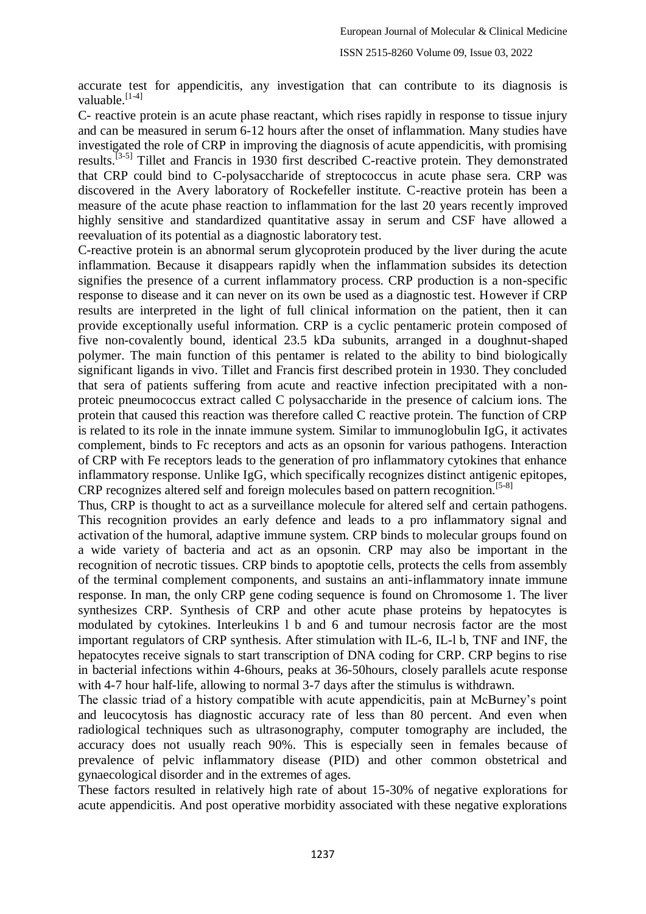accurate test for appendicitis, any investigation that can contribute to its diagnosis is valuable.[1-4]

C- reactive protein is an acute phase reactant, which rises rapidly in response to tissue injury and can be measured in serum 6-12 hours after the onset of inflammation. Many studies have investigated the role of CRP in improving the diagnosis of acute appendicitis, with promising results.[3-5] Tillet and Francis in 1930 first described C-reactive protein. They demonstrated that CRP could bind to C-polysaccharide of streptococcus in acute phase sera. CRP was discovered in the Avery laboratory of Rockefeller institute. C-reactive protein has been a measure of the acute phase reaction to inflammation for the last 20 years recently improved highly sensitive and standardized quantitative assay in serum and CSF have allowed a reevaluation of its potential as a diagnostic laboratory test.

C-reactive protein is an abnormal serum glycoprotein produced by the liver during the acute inflammation. Because it disappears rapidly when the inflammation subsides its detection signifies the presence of a current inflammatory process. CRP production is a non-specific response to disease and it can never on its own be used as a diagnostic test. However if CRP results are interpreted in the light of full clinical information on the patient, then it can provide exceptionally useful information. CRP is a cyclic pentameric protein composed of five non-covalently bound, identical 23.5 kDa subunits, arranged in a doughnut-shaped polymer. The main function of this pentamer is related to the ability to bind biologically significant ligands in vivo. Tillet and Francis first described protein in 1930. They concluded that sera of patients suffering from acute and reactive infection precipitated with a non-proteic pneumococcus extract called C polysaccharide in the presence of calcium ions. The protein that caused this reaction was therefore called C reactive protein. The function of CRP is related to its role in the innate immune system. Similar to immunoglobulin IgG, it activates complement, binds to Fc receptors and acts as an opsonin for various pathogens. Interaction of CRP with Fe receptors leads to the generation of pro inflammatory cytokines that enhance inflammatory response. Unlike IgG, which specifically recognizes distinct antigenic epitopes, CRP recognizes altered self and foreign molecules based on pattern recognition.[5-8]

Thus, CRP is thought to act as a surveillance molecule for altered self and certain pathogens. This recognition provides an early defence and leads to a pro inflammatory signal and activation of the humoral, adaptive immune system. CRP binds to molecular groups found on a wide variety of bacteria and act as an opsonin. CRP may also be important in the recognition of necrotic tissues. CRP binds to apoptotie cells, protects the cells from assembly of the terminal complement components, and sustains an anti-inflammatory innate immune response. In man, the only CRP gene coding sequence is found on Chromosome 1. The liver synthesizes CRP. Synthesis of CRP and other acute phase proteins by hepatocytes is modulated by cytokines. Interleukins l b and 6 and tumour necrosis factor are the most important regulators of CRP synthesis. After stimulation with IL-6, IL-l b, TNF and INF, the hepatocytes receive signals to start transcription of DNA coding for CRP. CRP begins to rise in bacterial infections within 4-6hours, peaks at 36-50hours, closely parallels acute response with 4-7 hour half-life, allowing to normal 3-7 days after the stimulus is withdrawn.

The classic triad of a history compatible with acute appendicitis, pain at McBurney's point and leucocytosis has diagnostic accuracy rate of less than 80 percent. And even when radiological techniques such as ultrasonography, computer tomography are included, the accuracy does not usually reach 90%. This is especially seen in females because of prevalence of pelvic inflammatory disease (PID) and other common obstetrical and gynaecological disorder and in the extremes of ages.

These factors resulted in relatively high rate of about 15-30% of negative explorations for acute appendicitis. And post operative morbidity associated with these negative explorations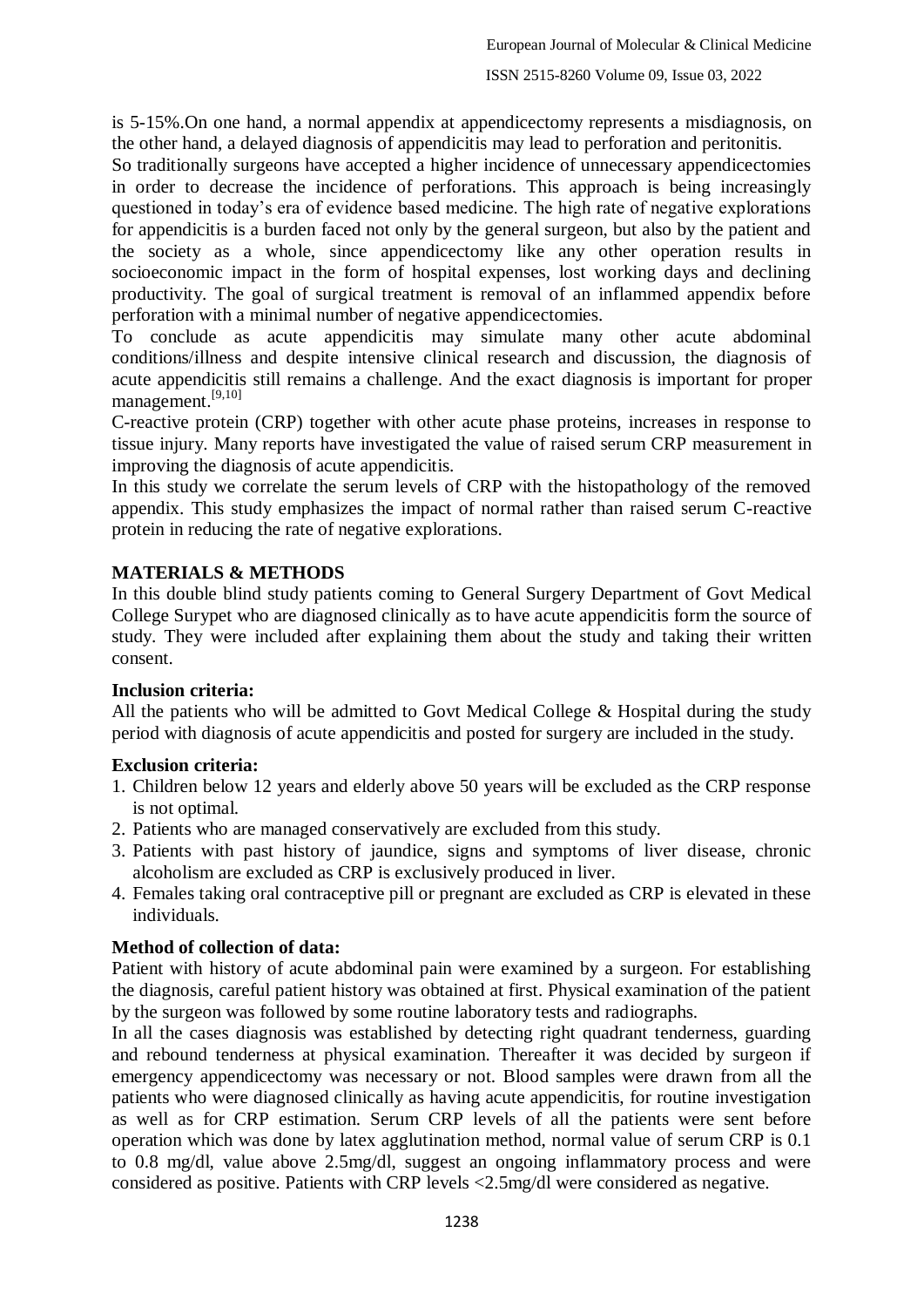is 5-15%.On one hand, a normal appendix at appendicectomy represents a misdiagnosis, on the other hand, a delayed diagnosis of appendicitis may lead to perforation and peritonitis.

So traditionally surgeons have accepted a higher incidence of unnecessary appendicectomies in order to decrease the incidence of perforations. This approach is being increasingly questioned in today's era of evidence based medicine. The high rate of negative explorations for appendicitis is a burden faced not only by the general surgeon, but also by the patient and the society as a whole, since appendicectomy like any other operation results in socioeconomic impact in the form of hospital expenses, lost working days and declining productivity. The goal of surgical treatment is removal of an inflammed appendix before perforation with a minimal number of negative appendicectomies.

To conclude as acute appendicitis may simulate many other acute abdominal conditions/illness and despite intensive clinical research and discussion, the diagnosis of acute appendicitis still remains a challenge. And the exact diagnosis is important for proper management.[9,10]

C-reactive protein (CRP) together with other acute phase proteins, increases in response to tissue injury. Many reports have investigated the value of raised serum CRP measurement in improving the diagnosis of acute appendicitis.

In this study we correlate the serum levels of CRP with the histopathology of the removed appendix. This study emphasizes the impact of normal rather than raised serum C-reactive protein in reducing the rate of negative explorations.

## MATERIALS & METHODS

In this double blind study patients coming to General Surgery Department of Govt Medical College Surypet who are diagnosed clinically as to have acute appendicitis form the source of study. They were included after explaining them about the study and taking their written consent.

### Inclusion criteria:

All the patients who will be admitted to Govt Medical College & Hospital during the study period with diagnosis of acute appendicitis and posted for surgery are included in the study.

### Exclusion criteria:

1. Children below 12 years and elderly above 50 years will be excluded as the CRP response is not optimal.
2. Patients who are managed conservatively are excluded from this study.
3. Patients with past history of jaundice, signs and symptoms of liver disease, chronic alcoholism are excluded as CRP is exclusively produced in liver.
4. Females taking oral contraceptive pill or pregnant are excluded as CRP is elevated in these individuals.

### Method of collection of data:

Patient with history of acute abdominal pain were examined by a surgeon. For establishing the diagnosis, careful patient history was obtained at first. Physical examination of the patient by the surgeon was followed by some routine laboratory tests and radiographs.

In all the cases diagnosis was established by detecting right quadrant tenderness, guarding and rebound tenderness at physical examination. Thereafter it was decided by surgeon if emergency appendicectomy was necessary or not. Blood samples were drawn from all the patients who were diagnosed clinically as having acute appendicitis, for routine investigation as well as for CRP estimation. Serum CRP levels of all the patients were sent before operation which was done by latex agglutination method, normal value of serum CRP is 0.1 to 0.8 mg/dl, value above 2.5mg/dl, suggest an ongoing inflammatory process and were considered as positive. Patients with CRP levels <2.5mg/dl were considered as negative.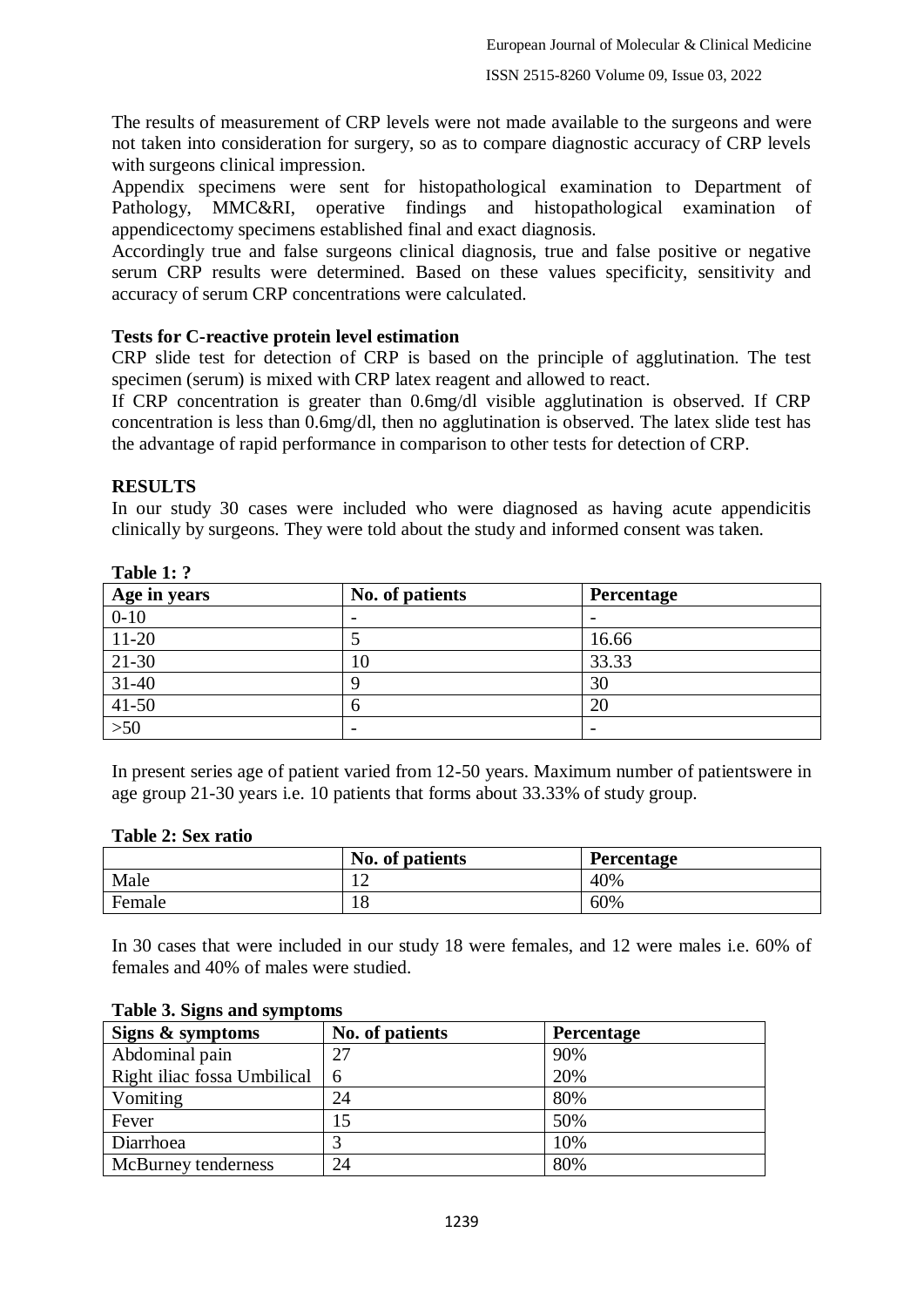The results of measurement of CRP levels were not made available to the surgeons and were not taken into consideration for surgery, so as to compare diagnostic accuracy of CRP levels with surgeons clinical impression.

Appendix specimens were sent for histopathological examination to Department of Pathology, MMC&RI, operative findings and histopathological examination of appendicectomy specimens established final and exact diagnosis.

Accordingly true and false surgeons clinical diagnosis, true and false positive or negative serum CRP results were determined. Based on these values specificity, sensitivity and accuracy of serum CRP concentrations were calculated.

**Tests for C-reactive protein level estimation**

CRP slide test for detection of CRP is based on the principle of agglutination. The test specimen (serum) is mixed with CRP latex reagent and allowed to react.

If CRP concentration is greater than 0.6mg/dl visible agglutination is observed. If CRP concentration is less than 0.6mg/dl, then no agglutination is observed. The latex slide test has the advantage of rapid performance in comparison to other tests for detection of CRP.

## RESULTS

In our study 30 cases were included who were diagnosed as having acute appendicitis clinically by surgeons. They were told about the study and informed consent was taken.

**Table 1: ?**

| Age in years | No. of patients | Percentage |
|---|---|---|
| 0-10 | - | - |
| 11-20 | 5 | 16.66 |
| 21-30 | 10 | 33.33 |
| 31-40 | 9 | 30 |
| 41-50 | 6 | 20 |
| >50 | - | - |

In present series age of patient varied from 12-50 years. Maximum number of patientswere in age group 21-30 years i.e. 10 patients that forms about 33.33% of study group.

**Table 2: Sex ratio**

| | No. of patients | Percentage |
|---|---|---|
| Male | 12 | 40% |
| Female | 18 | 60% |

In 30 cases that were included in our study 18 were females, and 12 were males i.e. 60% of females and 40% of males were studied.

**Table 3. Signs and symptoms**

| Signs & symptoms | No. of patients | Percentage |
|---|---|---|
| Abdominal pain | 27 | 90% |
| Right iliac fossa Umbilical | 6 | 20% |
| Vomiting | 24 | 80% |
| Fever | 15 | 50% |
| Diarrhoea | 3 | 10% |
| McBurney tenderness | 24 | 80% |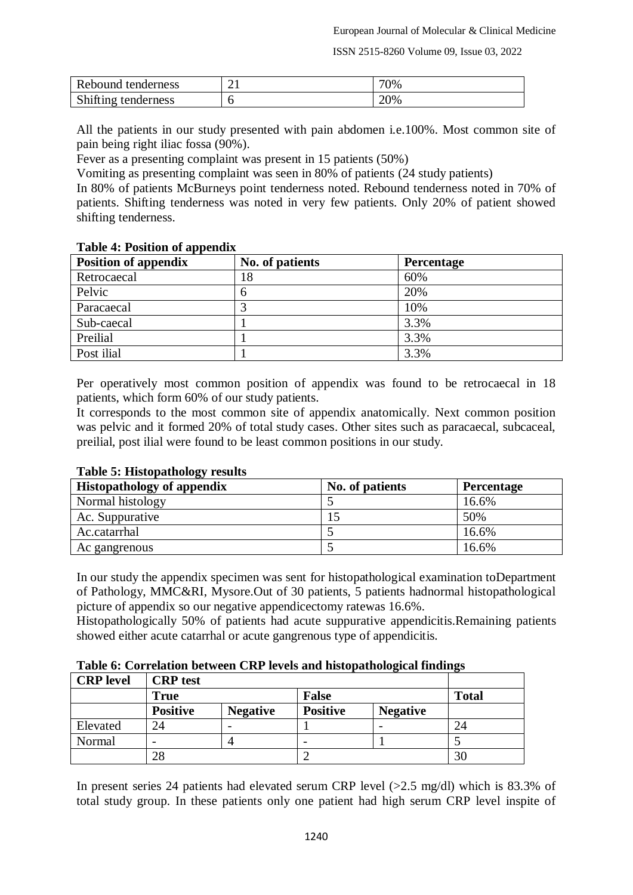| Rebound tenderness | 21 | 70% |
|---|---|---|
| Shifting tenderness | 6 | 20% |

All the patients in our study presented with pain abdomen i.e.100%. Most common site of pain being right iliac fossa (90%).

Fever as a presenting complaint was present in 15 patients (50%)

Vomiting as presenting complaint was seen in 80% of patients (24 study patients)

In 80% of patients McBurneys point tenderness noted. Rebound tenderness noted in 70% of patients. Shifting tenderness was noted in very few patients. Only 20% of patient showed shifting tenderness.

**Table 4: Position of appendix**

| Position of appendix | No. of patients | Percentage |
|---|---|---|
| Retrocaecal | 18 | 60% |
| Pelvic | 6 | 20% |
| Paracaecal | 3 | 10% |
| Sub-caecal | 1 | 3.3% |
| Preilial | 1 | 3.3% |
| Post ilial | 1 | 3.3% |

Per operatively most common position of appendix was found to be retrocaecal in 18 patients, which form 60% of our study patients.

It corresponds to the most common site of appendix anatomically. Next common position was pelvic and it formed 20% of total study cases. Other sites such as paracaecal, subcaceal, preilial, post ilial were found to be least common positions in our study.

**Table 5: Histopathology results**

| Histopathology of appendix | No. of patients | Percentage |
|---|---|---|
| Normal histology | 5 | 16.6% |
| Ac. Suppurative | 15 | 50% |
| Ac.catarrhal | 5 | 16.6% |
| Ac gangrenous | 5 | 16.6% |

In our study the appendix specimen was sent for histopathological examination toDepartment of Pathology, MMC&RI, Mysore.Out of 30 patients, 5 patients hadnormal histopathological picture of appendix so our negative appendicectomy ratewas 16.6%.

Histopathologically 50% of patients had acute suppurative appendicitis.Remaining patients showed either acute catarrhal or acute gangrenous type of appendicitis.

**Table 6: Correlation between CRP levels and histopathological findings**

| CRP level | CRP test | | | | |
|---|---|---|---|---|---|
| | True | | False | | Total |
| | Positive | Negative | Positive | Negative | |
| Elevated | 24 | - | 1 | - | 24 |
| Normal | - | 4 | - | 1 | 5 |
| | 28 | | 2 | | 30 |

In present series 24 patients had elevated serum CRP level (>2.5 mg/dl) which is 83.3% of total study group. In these patients only one patient had high serum CRP level inspite of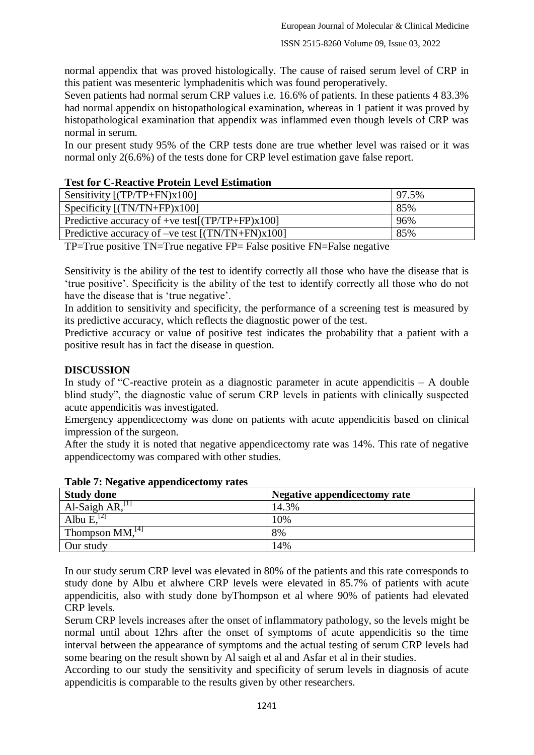normal appendix that was proved histologically. The cause of raised serum level of CRP in this patient was mesenteric lymphadenitis which was found peroperatively.

Seven patients had normal serum CRP values i.e. 16.6% of patients. In these patients 4 83.3% had normal appendix on histopathological examination, whereas in 1 patient it was proved by histopathological examination that appendix was inflammed even though levels of CRP was normal in serum.

In our present study 95% of the CRP tests done are true whether level was raised or it was normal only 2(6.6%) of the tests done for CRP level estimation gave false report.

**Test for C-Reactive Protein Level Estimation**

| | |
|---|---|
| Sensitivity [(TP/TP+FN)x100] | 97.5% |
| Specificity [(TN/TN+FP)x100] | 85% |
| Predictive accuracy of +ve test[(TP/TP+FP)x100] | 96% |
| Predictive accuracy of –ve test [(TN/TN+FN)x100] | 85% |

TP=True positive TN=True negative FP= False positive FN=False negative

Sensitivity is the ability of the test to identify correctly all those who have the disease that is 'true positive'. Specificity is the ability of the test to identify correctly all those who do not have the disease that is 'true negative'.

In addition to sensitivity and specificity, the performance of a screening test is measured by its predictive accuracy, which reflects the diagnostic power of the test.

Predictive accuracy or value of positive test indicates the probability that a patient with a positive result has in fact the disease in question.

## DISCUSSION

In study of "C-reactive protein as a diagnostic parameter in acute appendicitis – A double blind study", the diagnostic value of serum CRP levels in patients with clinically suspected acute appendicitis was investigated.

Emergency appendicectomy was done on patients with acute appendicitis based on clinical impression of the surgeon.

After the study it is noted that negative appendicectomy rate was 14%. This rate of negative appendicectomy was compared with other studies.

**Table 7: Negative appendicectomy rates**

| Study done | Negative appendicectomy rate |
|---|---|
| Al-Saigh AR,[1] | 14.3% |
| Albu E,[2] | 10% |
| Thompson MM,[4] | 8% |
| Our study | 14% |

In our study serum CRP level was elevated in 80% of the patients and this rate corresponds to study done by Albu et alwhere CRP levels were elevated in 85.7% of patients with acute appendicitis, also with study done byThompson et al where 90% of patients had elevated CRP levels.

Serum CRP levels increases after the onset of inflammatory pathology, so the levels might be normal until about 12hrs after the onset of symptoms of acute appendicitis so the time interval between the appearance of symptoms and the actual testing of serum CRP levels had some bearing on the result shown by Al saigh et al and Asfar et al in their studies.

According to our study the sensitivity and specificity of serum levels in diagnosis of acute appendicitis is comparable to the results given by other researchers.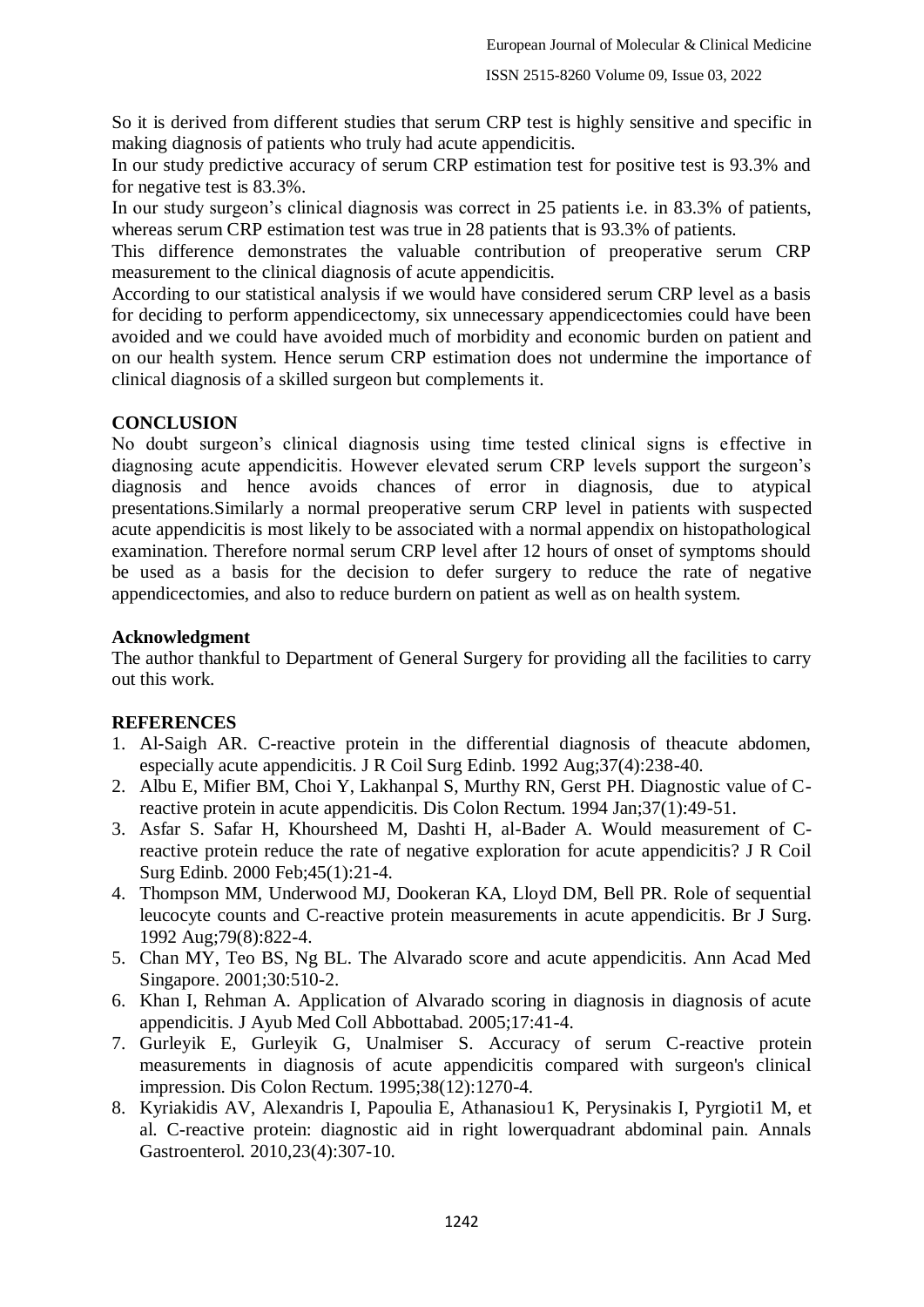So it is derived from different studies that serum CRP test is highly sensitive and specific in making diagnosis of patients who truly had acute appendicitis.

In our study predictive accuracy of serum CRP estimation test for positive test is 93.3% and for negative test is 83.3%.

In our study surgeon's clinical diagnosis was correct in 25 patients i.e. in 83.3% of patients, whereas serum CRP estimation test was true in 28 patients that is 93.3% of patients.

This difference demonstrates the valuable contribution of preoperative serum CRP measurement to the clinical diagnosis of acute appendicitis.

According to our statistical analysis if we would have considered serum CRP level as a basis for deciding to perform appendicectomy, six unnecessary appendicectomies could have been avoided and we could have avoided much of morbidity and economic burden on patient and on our health system. Hence serum CRP estimation does not undermine the importance of clinical diagnosis of a skilled surgeon but complements it.

## CONCLUSION

No doubt surgeon's clinical diagnosis using time tested clinical signs is effective in diagnosing acute appendicitis. However elevated serum CRP levels support the surgeon's diagnosis and hence avoids chances of error in diagnosis, due to atypical presentations.Similarly a normal preoperative serum CRP level in patients with suspected acute appendicitis is most likely to be associated with a normal appendix on histopathological examination. Therefore normal serum CRP level after 12 hours of onset of symptoms should be used as a basis for the decision to defer surgery to reduce the rate of negative appendicectomies, and also to reduce burdern on patient as well as on health system.

### Acknowledgment

The author thankful to Department of General Surgery for providing all the facilities to carry out this work.

## REFERENCES

1. Al-Saigh AR. C-reactive protein in the differential diagnosis of theacute abdomen, especially acute appendicitis. J R Coil Surg Edinb. 1992 Aug;37(4):238-40.
2. Albu E, Mifier BM, Choi Y, Lakhanpal S, Murthy RN, Gerst PH. Diagnostic value of C-reactive protein in acute appendicitis. Dis Colon Rectum. 1994 Jan;37(1):49-51.
3. Asfar S. Safar H, Khoursheed M, Dashti H, al-Bader A. Would measurement of C-reactive protein reduce the rate of negative exploration for acute appendicitis? J R Coil Surg Edinb. 2000 Feb;45(1):21-4.
4. Thompson MM, Underwood MJ, Dookeran KA, Lloyd DM, Bell PR. Role of sequential leucocyte counts and C-reactive protein measurements in acute appendicitis. Br J Surg. 1992 Aug;79(8):822-4.
5. Chan MY, Teo BS, Ng BL. The Alvarado score and acute appendicitis. Ann Acad Med Singapore. 2001;30:510-2.
6. Khan I, Rehman A. Application of Alvarado scoring in diagnosis in diagnosis of acute appendicitis. J Ayub Med Coll Abbottabad. 2005;17:41-4.
7. Gurleyik E, Gurleyik G, Unalmiser S. Accuracy of serum C-reactive protein measurements in diagnosis of acute appendicitis compared with surgeon's clinical impression. Dis Colon Rectum. 1995;38(12):1270-4.
8. Kyriakidis AV, Alexandris I, Papoulia E, Athanasiou1 K, Perysinakis I, Pyrgioti1 M, et al. C-reactive protein: diagnostic aid in right lowerquadrant abdominal pain. Annals Gastroenterol. 2010,23(4):307-10.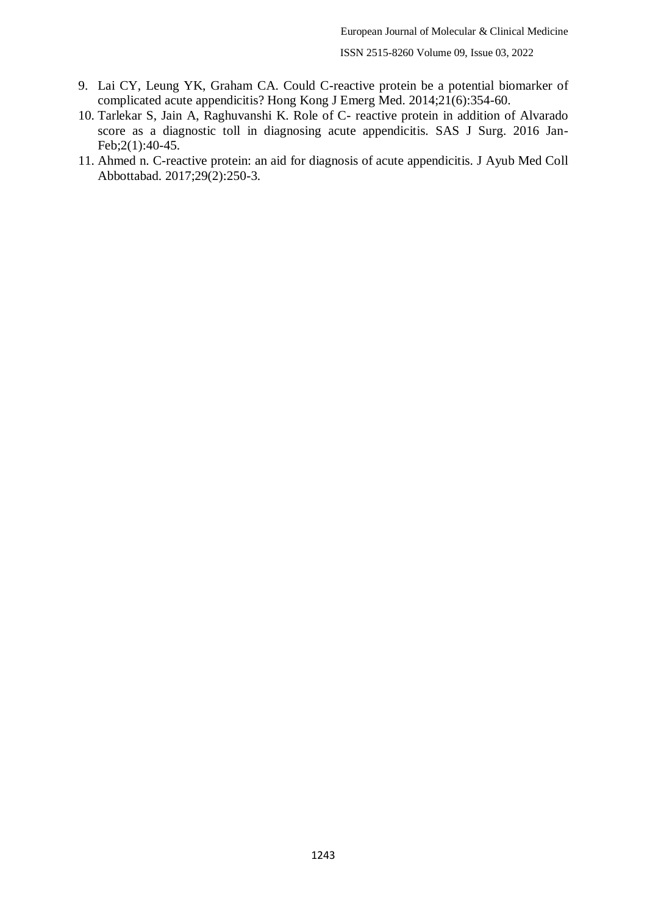9. Lai CY, Leung YK, Graham CA. Could C-reactive protein be a potential biomarker of complicated acute appendicitis? Hong Kong J Emerg Med. 2014;21(6):354-60.
10. Tarlekar S, Jain A, Raghuvanshi K. Role of C- reactive protein in addition of Alvarado score as a diagnostic toll in diagnosing acute appendicitis. SAS J Surg. 2016 Jan-Feb;2(1):40-45.
11. Ahmed n. C-reactive protein: an aid for diagnosis of acute appendicitis. J Ayub Med Coll Abbottabad. 2017;29(2):250-3.